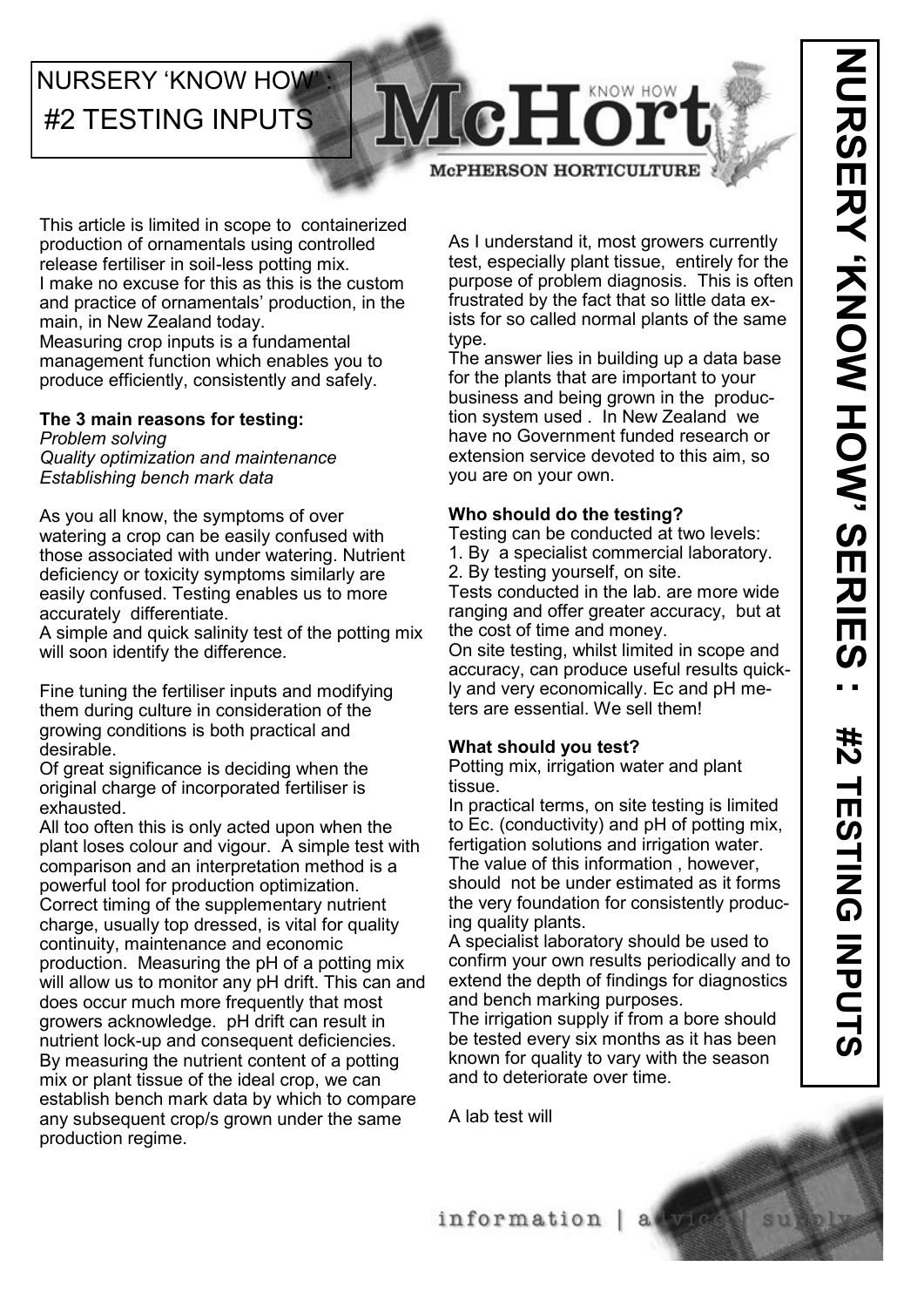# NURSERY 'KNOW HOW' : #2 TESTING INPUTS

McHort KNOW HOW

McPHERSON HORTICULTURE

This article is limited in scope to containerized production of ornamentals using controlled release fertiliser in soil-less potting mix.
I make no excuse for this as this is the custom and practice of ornamentals' production, in the main, in New Zealand today.
Measuring crop inputs is a fundamental management function which enables you to produce efficiently, consistently and safely.

**The 3 main reasons for testing:**
*Problem solving*
*Quality optimization and maintenance*
*Establishing bench mark data*

As you all know, the symptoms of over watering a crop can be easily confused with those associated with under watering. Nutrient deficiency or toxicity symptoms similarly are easily confused. Testing enables us to more accurately differentiate.
A simple and quick salinity test of the potting mix will soon identify the difference.

Fine tuning the fertiliser inputs and modifying them during culture in consideration of the growing conditions is both practical and desirable.
Of great significance is deciding when the original charge of incorporated fertiliser is exhausted.
All too often this is only acted upon when the plant loses colour and vigour. A simple test with comparison and an interpretation method is a powerful tool for production optimization.
Correct timing of the supplementary nutrient charge, usually top dressed, is vital for quality continuity, maintenance and economic production. Measuring the pH of a potting mix will allow us to monitor any pH drift. This can and does occur much more frequently that most growers acknowledge. pH drift can result in nutrient lock-up and consequent deficiencies.
By measuring the nutrient content of a potting mix or plant tissue of the ideal crop, we can establish bench mark data by which to compare any subsequent crop/s grown under the same production regime.

As I understand it, most growers currently test, especially plant tissue, entirely for the purpose of problem diagnosis. This is often frustrated by the fact that so little data exists for so called normal plants of the same type.
The answer lies in building up a data base for the plants that are important to your business and being grown in the production system used . In New Zealand we have no Government funded research or extension service devoted to this aim, so you are on your own.

**Who should do the testing?**
Testing can be conducted at two levels:
1. By a specialist commercial laboratory.
2. By testing yourself, on site.
Tests conducted in the lab. are more wide ranging and offer greater accuracy, but at the cost of time and money.
On site testing, whilst limited in scope and accuracy, can produce useful results quickly and very economically. Ec and pH meters are essential. We sell them!

**What should you test?**
Potting mix, irrigation water and plant tissue.
In practical terms, on site testing is limited to Ec. (conductivity) and pH of potting mix, fertigation solutions and irrigation water. The value of this information , however, should not be under estimated as it forms the very foundation for consistently producing quality plants.
A specialist laboratory should be used to confirm your own results periodically and to extend the depth of findings for diagnostics and bench marking purposes.
The irrigation supply if from a bore should be tested every six months as it has been known for quality to vary with the season and to deteriorate over time.

A lab test will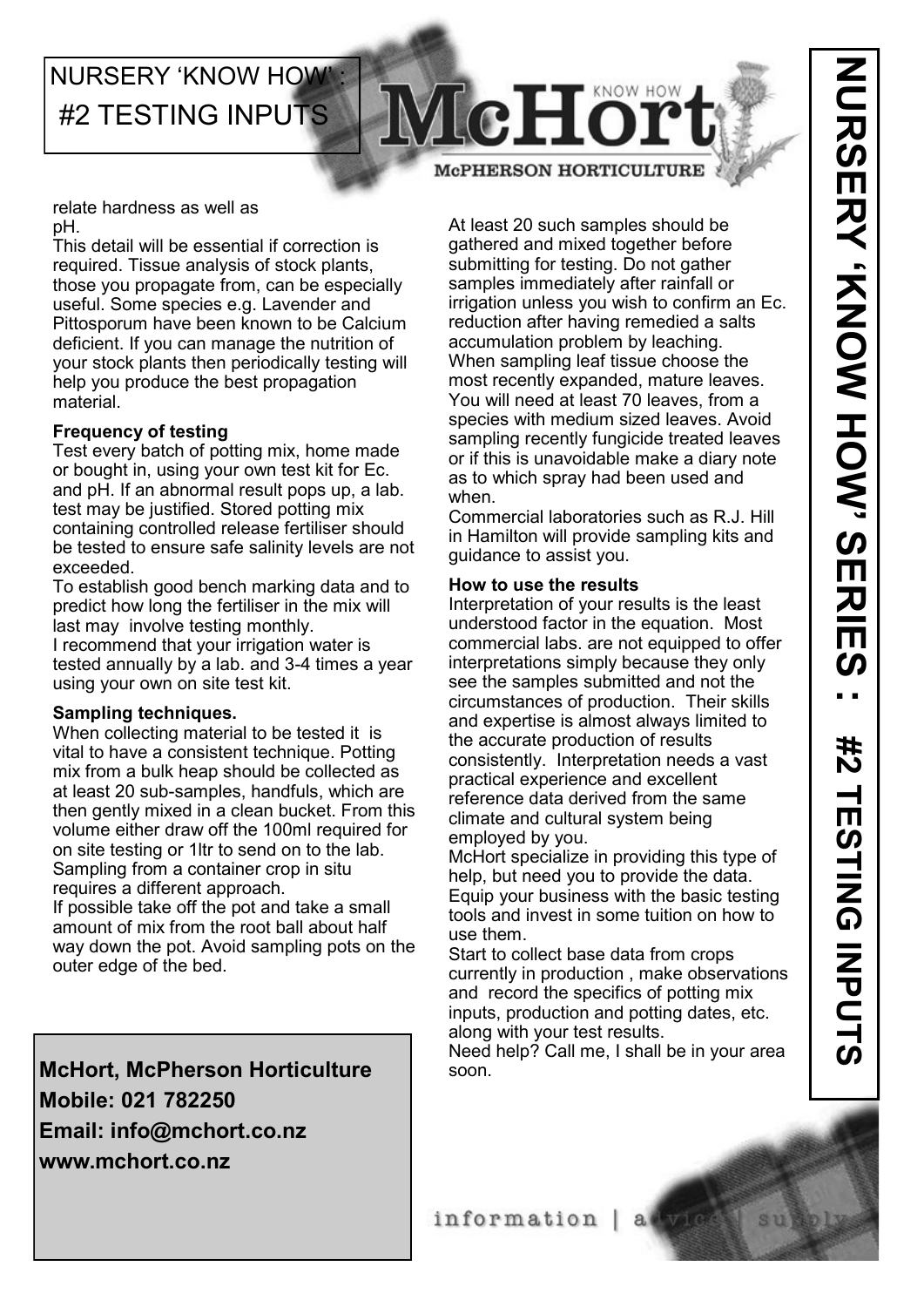# NURSERY 'KNOW HOW' : #2 TESTING INPUTS

relate hardness as well as pH.

This detail will be essential if correction is required. Tissue analysis of stock plants, those you propagate from, can be especially useful. Some species e.g. Lavender and Pittosporum have been known to be Calcium deficient. If you can manage the nutrition of your stock plants then periodically testing will help you produce the best propagation material.

**Frequency of testing**

Test every batch of potting mix, home made or bought in, using your own test kit for Ec. and pH. If an abnormal result pops up, a lab. test may be justified. Stored potting mix containing controlled release fertiliser should be tested to ensure safe salinity levels are not exceeded.

To establish good bench marking data and to predict how long the fertiliser in the mix will last may involve testing monthly.

I recommend that your irrigation water is tested annually by a lab. and 3-4 times a year using your own on site test kit.

**Sampling techniques.**

When collecting material to be tested it is vital to have a consistent technique. Potting mix from a bulk heap should be collected as at least 20 sub-samples, handfuls, which are then gently mixed in a clean bucket. From this volume either draw off the 100ml required for on site testing or 1ltr to send on to the lab.

Sampling from a container crop in situ requires a different approach.

If possible take off the pot and take a small amount of mix from the root ball about half way down the pot. Avoid sampling pots on the outer edge of the bed.

At least 20 such samples should be gathered and mixed together before submitting for testing. Do not gather samples immediately after rainfall or irrigation unless you wish to confirm an Ec. reduction after having remedied a salts accumulation problem by leaching.

When sampling leaf tissue choose the most recently expanded, mature leaves. You will need at least 70 leaves, from a species with medium sized leaves. Avoid sampling recently fungicide treated leaves or if this is unavoidable make a diary note as to which spray had been used and when.

Commercial laboratories such as R.J. Hill in Hamilton will provide sampling kits and guidance to assist you.

**How to use the results**

Interpretation of your results is the least understood factor in the equation. Most commercial labs. are not equipped to offer interpretations simply because they only see the samples submitted and not the circumstances of production. Their skills and expertise is almost always limited to the accurate production of results consistently. Interpretation needs a vast practical experience and excellent reference data derived from the same climate and cultural system being employed by you.

McHort specialize in providing this type of help, but need you to provide the data. Equip your business with the basic testing tools and invest in some tuition on how to use them.

Start to collect base data from crops currently in production , make observations and record the specifics of potting mix inputs, production and potting dates, etc. along with your test results.

Need help? Call me, I shall be in your area soon.

**McHort, McPherson Horticulture**
**Mobile: 021 782250**
**Email: info@mchort.co.nz**
**www.mchort.co.nz**